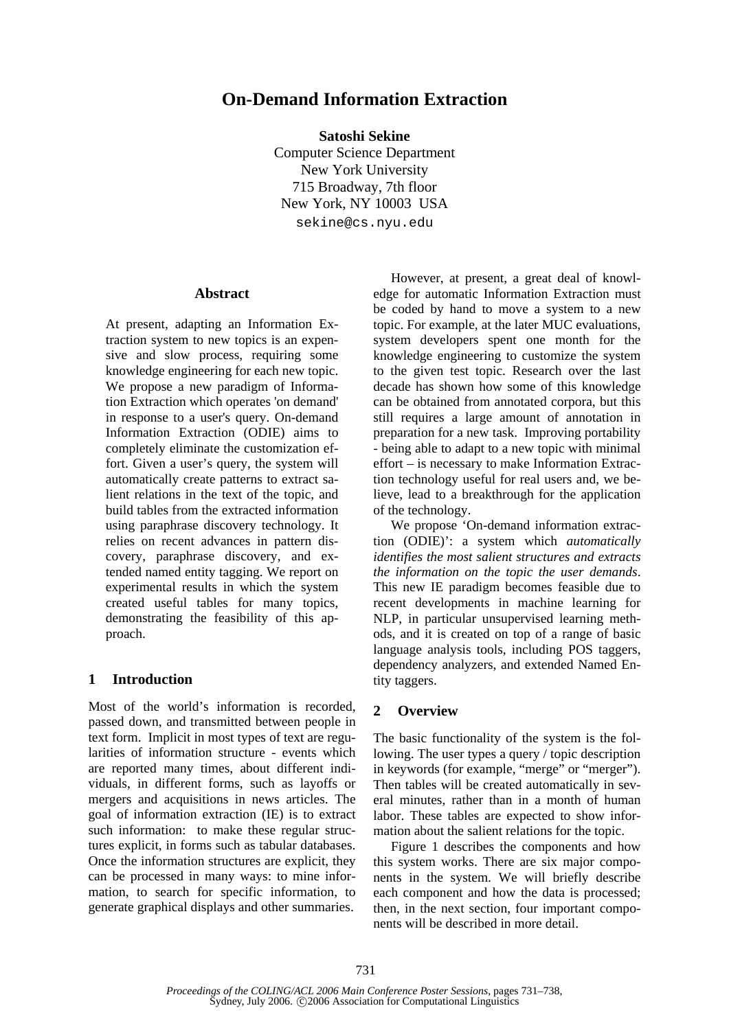# On-Demand Information Extraction

**Satoshi Sekine**
Computer Science Department
New York University
715 Broadway, 7th floor
New York, NY 10003 USA
sekine@cs.nyu.edu

## Abstract

At present, adapting an Information Extraction system to new topics is an expensive and slow process, requiring some knowledge engineering for each new topic. We propose a new paradigm of Information Extraction which operates 'on demand' in response to a user's query. On-demand Information Extraction (ODIE) aims to completely eliminate the customization effort. Given a user's query, the system will automatically create patterns to extract salient relations in the text of the topic, and build tables from the extracted information using paraphrase discovery technology. It relies on recent advances in pattern discovery, paraphrase discovery, and extended named entity tagging. We report on experimental results in which the system created useful tables for many topics, demonstrating the feasibility of this approach.

## 1 Introduction

Most of the world's information is recorded, passed down, and transmitted between people in text form. Implicit in most types of text are regularities of information structure - events which are reported many times, about different individuals, in different forms, such as layoffs or mergers and acquisitions in news articles. The goal of information extraction (IE) is to extract such information: to make these regular structures explicit, in forms such as tabular databases. Once the information structures are explicit, they can be processed in many ways: to mine information, to search for specific information, to generate graphical displays and other summaries.

However, at present, a great deal of knowledge for automatic Information Extraction must be coded by hand to move a system to a new topic. For example, at the later MUC evaluations, system developers spent one month for the knowledge engineering to customize the system to the given test topic. Research over the last decade has shown how some of this knowledge can be obtained from annotated corpora, but this still requires a large amount of annotation in preparation for a new task. Improving portability - being able to adapt to a new topic with minimal effort – is necessary to make Information Extraction technology useful for real users and, we believe, lead to a breakthrough for the application of the technology.

We propose 'On-demand information extraction (ODIE)': a system which *automatically identifies the most salient structures and extracts the information on the topic the user demands*. This new IE paradigm becomes feasible due to recent developments in machine learning for NLP, in particular unsupervised learning methods, and it is created on top of a range of basic language analysis tools, including POS taggers, dependency analyzers, and extended Named Entity taggers.

## 2 Overview

The basic functionality of the system is the following. The user types a query / topic description in keywords (for example, "merge" or "merger"). Then tables will be created automatically in several minutes, rather than in a month of human labor. These tables are expected to show information about the salient relations for the topic.

Figure 1 describes the components and how this system works. There are six major components in the system. We will briefly describe each component and how the data is processed; then, in the next section, four important components will be described in more detail.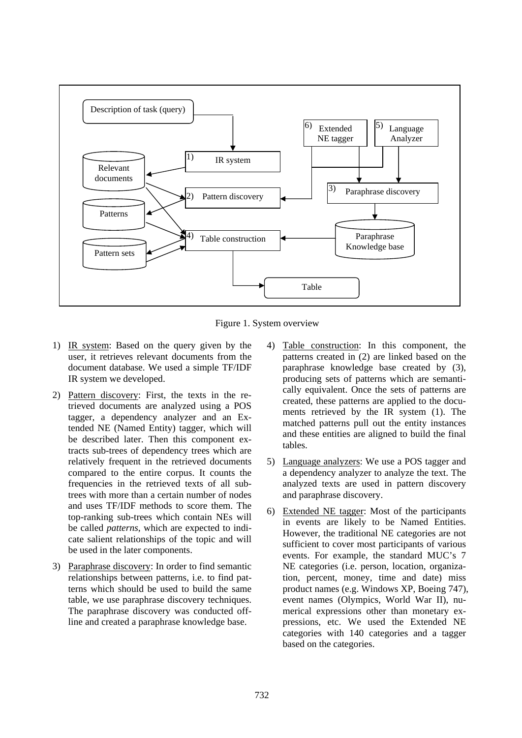Figure 1. System overview

1) <u>IR system</u>: Based on the query given by the user, it retrieves relevant documents from the document database. We used a simple TF/IDF IR system we developed.

2) <u>Pattern discovery</u>: First, the texts in the retrieved documents are analyzed using a POS tagger, a dependency analyzer and an Extended NE (Named Entity) tagger, which will be described later. Then this component extracts sub-trees of dependency trees which are relatively frequent in the retrieved documents compared to the entire corpus. It counts the frequencies in the retrieved texts of all sub-trees with more than a certain number of nodes and uses TF/IDF methods to score them. The top-ranking sub-trees which contain NEs will be called *patterns*, which are expected to indicate salient relationships of the topic and will be used in the later components.

3) <u>Paraphrase discovery</u>: In order to find semantic relationships between patterns, i.e. to find patterns which should be used to build the same table, we use paraphrase discovery techniques. The paraphrase discovery was conducted offline and created a paraphrase knowledge base.

4) <u>Table construction</u>: In this component, the patterns created in (2) are linked based on the paraphrase knowledge base created by (3), producing sets of patterns which are semantically equivalent. Once the sets of patterns are created, these patterns are applied to the documents retrieved by the IR system (1). The matched patterns pull out the entity instances and these entities are aligned to build the final tables.

5) <u>Language analyzers</u>: We use a POS tagger and a dependency analyzer to analyze the text. The analyzed texts are used in pattern discovery and paraphrase discovery.

6) <u>Extended NE tagger</u>: Most of the participants in events are likely to be Named Entities. However, the traditional NE categories are not sufficient to cover most participants of various events. For example, the standard MUC's 7 NE categories (i.e. person, location, organization, percent, money, time and date) miss product names (e.g. Windows XP, Boeing 747), event names (Olympics, World War II), numerical expressions other than monetary expressions, etc. We used the Extended NE categories with 140 categories and a tagger based on the categories.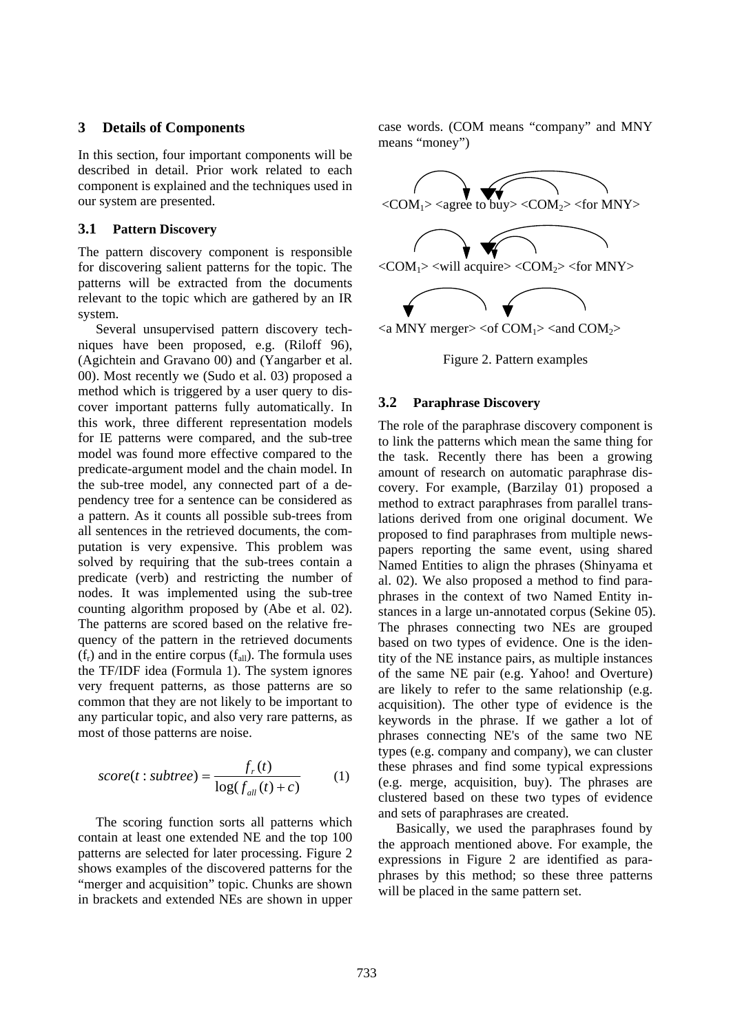## 3 Details of Components

In this section, four important components will be described in detail. Prior work related to each component is explained and the techniques used in our system are presented.

### 3.1 Pattern Discovery

The pattern discovery component is responsible for discovering salient patterns for the topic. The patterns will be extracted from the documents relevant to the topic which are gathered by an IR system.

Several unsupervised pattern discovery techniques have been proposed, e.g. (Riloff 96), (Agichtein and Gravano 00) and (Yangarber et al. 00). Most recently we (Sudo et al. 03) proposed a method which is triggered by a user query to discover important patterns fully automatically. In this work, three different representation models for IE patterns were compared, and the sub-tree model was found more effective compared to the predicate-argument model and the chain model. In the sub-tree model, any connected part of a dependency tree for a sentence can be considered as a pattern. As it counts all possible sub-trees from all sentences in the retrieved documents, the computation is very expensive. This problem was solved by requiring that the sub-trees contain a predicate (verb) and restricting the number of nodes. It was implemented using the sub-tree counting algorithm proposed by (Abe et al. 02). The patterns are scored based on the relative frequency of the pattern in the retrieved documents ($f_r$) and in the entire corpus ($f_{all}$). The formula uses the TF/IDF idea (Formula 1). The system ignores very frequent patterns, as those patterns are so common that they are not likely to be important to any particular topic, and also very rare patterns, as most of those patterns are noise.

$$score(t: subtree) = \frac{f_r(t)}{\log(f_{all}(t) + c)} \qquad (1)$$

The scoring function sorts all patterns which contain at least one extended NE and the top 100 patterns are selected for later processing. Figure 2 shows examples of the discovered patterns for the "merger and acquisition" topic. Chunks are shown in brackets and extended NEs are shown in upper case words. (COM means "company" and MNY means "money")

<COM$_1$> <agree to buy> <COM$_2$> <for MNY>

<COM$_1$> <will acquire> <COM$_2$> <for MNY>

<a MNY merger> <of COM$_1$> <and COM$_2$>

Figure 2. Pattern examples

### 3.2 Paraphrase Discovery

The role of the paraphrase discovery component is to link the patterns which mean the same thing for the task. Recently there has been a growing amount of research on automatic paraphrase discovery. For example, (Barzilay 01) proposed a method to extract paraphrases from parallel translations derived from one original document. We proposed to find paraphrases from multiple newspapers reporting the same event, using shared Named Entities to align the phrases (Shinyama et al. 02). We also proposed a method to find paraphrases in the context of two Named Entity instances in a large un-annotated corpus (Sekine 05). The phrases connecting two NEs are grouped based on two types of evidence. One is the identity of the NE instance pairs, as multiple instances of the same NE pair (e.g. Yahoo! and Overture) are likely to refer to the same relationship (e.g. acquisition). The other type of evidence is the keywords in the phrase. If we gather a lot of phrases connecting NE's of the same two NE types (e.g. company and company), we can cluster these phrases and find some typical expressions (e.g. merge, acquisition, buy). The phrases are clustered based on these two types of evidence and sets of paraphrases are created.

Basically, we used the paraphrases found by the approach mentioned above. For example, the expressions in Figure 2 are identified as paraphrases by this method; so these three patterns will be placed in the same pattern set.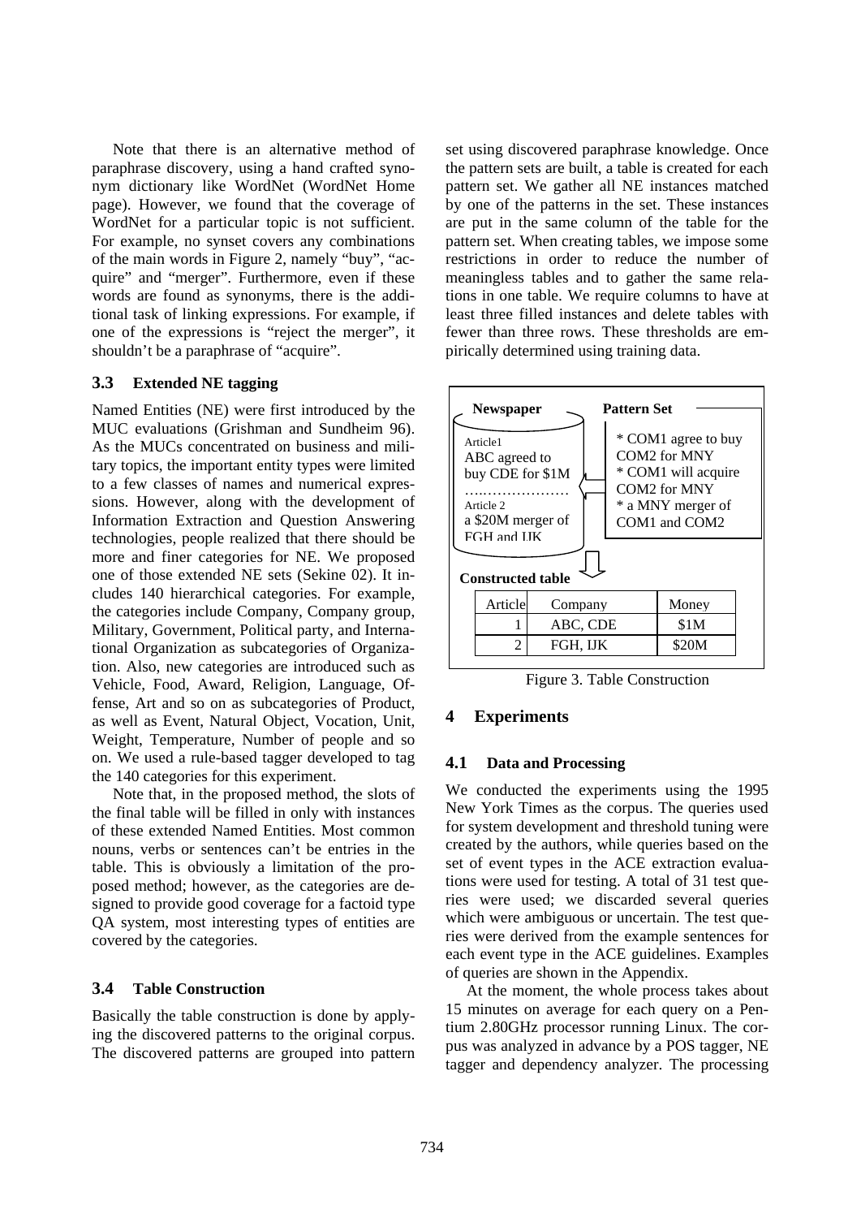Note that there is an alternative method of paraphrase discovery, using a hand crafted synonym dictionary like WordNet (WordNet Home page). However, we found that the coverage of WordNet for a particular topic is not sufficient. For example, no synset covers any combinations of the main words in Figure 2, namely "buy", "acquire" and "merger". Furthermore, even if these words are found as synonyms, there is the additional task of linking expressions. For example, if one of the expressions is "reject the merger", it shouldn't be a paraphrase of "acquire".

### 3.3 Extended NE tagging

Named Entities (NE) were first introduced by the MUC evaluations (Grishman and Sundheim 96). As the MUCs concentrated on business and military topics, the important entity types were limited to a few classes of names and numerical expressions. However, along with the development of Information Extraction and Question Answering technologies, people realized that there should be more and finer categories for NE. We proposed one of those extended NE sets (Sekine 02). It includes 140 hierarchical categories. For example, the categories include Company, Company group, Military, Government, Political party, and International Organization as subcategories of Organization. Also, new categories are introduced such as Vehicle, Food, Award, Religion, Language, Offense, Art and so on as subcategories of Product, as well as Event, Natural Object, Vocation, Unit, Weight, Temperature, Number of people and so on. We used a rule-based tagger developed to tag the 140 categories for this experiment.

Note that, in the proposed method, the slots of the final table will be filled in only with instances of these extended Named Entities. Most common nouns, verbs or sentences can't be entries in the table. This is obviously a limitation of the proposed method; however, as the categories are designed to provide good coverage for a factoid type QA system, most interesting types of entities are covered by the categories.

### 3.4 Table Construction

Basically the table construction is done by applying the discovered patterns to the original corpus. The discovered patterns are grouped into pattern set using discovered paraphrase knowledge. Once the pattern sets are built, a table is created for each pattern set. We gather all NE instances matched by one of the patterns in the set. These instances are put in the same column of the table for the pattern set. When creating tables, we impose some restrictions in order to reduce the number of meaningless tables and to gather the same relations in one table. We require columns to have at least three filled instances and delete tables with fewer than three rows. These thresholds are empirically determined using training data.

**Newspaper**

Article1
ABC agreed to buy CDE for $1M
……………………
Article 2
a $20M merger of FGH and IJK

**Pattern Set**

* COM1 agree to buy COM2 for MNY
* COM1 will acquire COM2 for MNY
* a MNY merger of COM1 and COM2

**Constructed table**

| Article | Company | Money |
|---|---|---|
| 1 | ABC, CDE | $1M |
| 2 | FGH, IJK | $20M |

Figure 3. Table Construction

## 4 Experiments

### 4.1 Data and Processing

We conducted the experiments using the 1995 New York Times as the corpus. The queries used for system development and threshold tuning were created by the authors, while queries based on the set of event types in the ACE extraction evaluations were used for testing. A total of 31 test queries were used; we discarded several queries which were ambiguous or uncertain. The test queries were derived from the example sentences for each event type in the ACE guidelines. Examples of queries are shown in the Appendix.

At the moment, the whole process takes about 15 minutes on average for each query on a Pentium 2.80GHz processor running Linux. The corpus was analyzed in advance by a POS tagger, NE tagger and dependency analyzer. The processing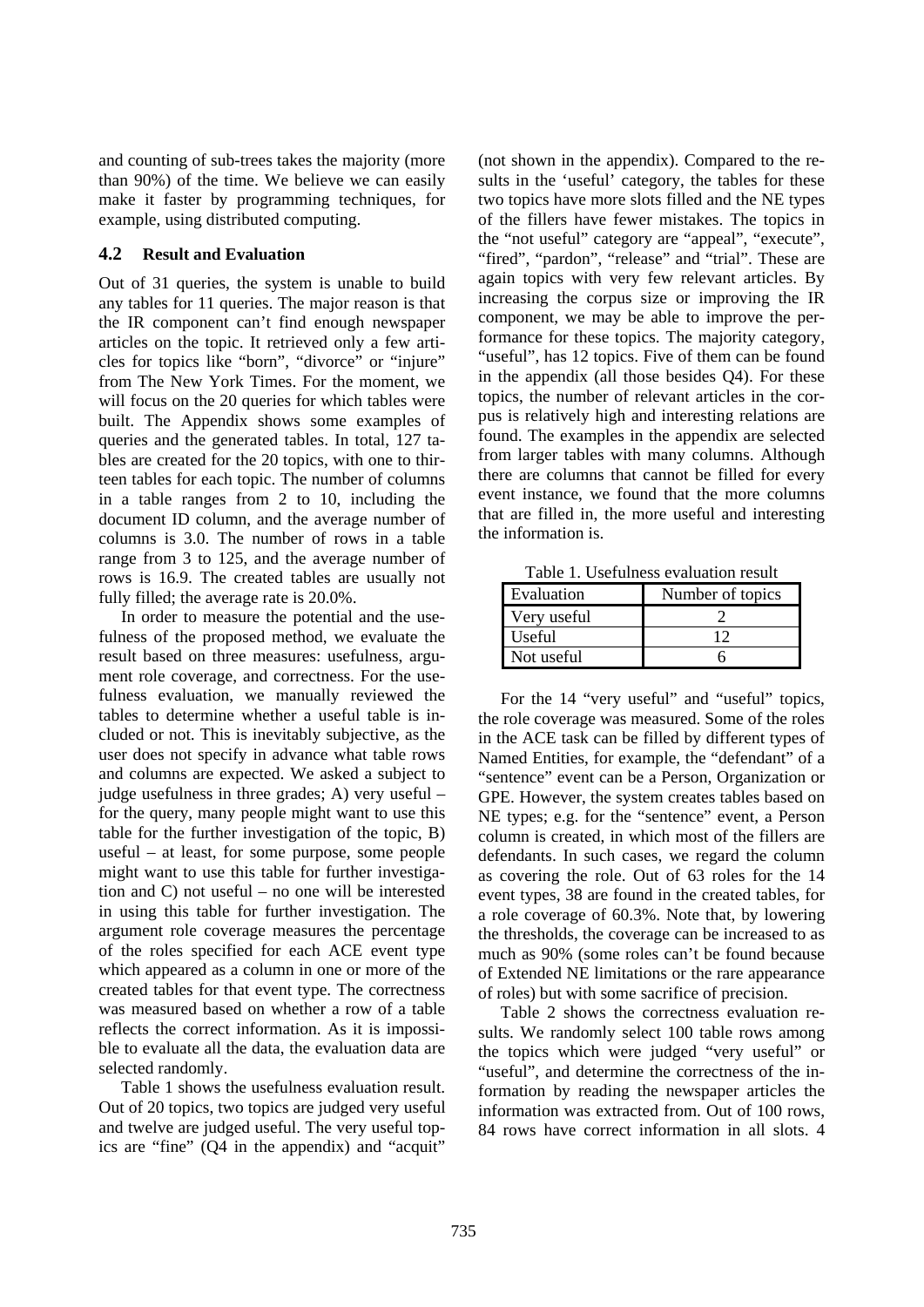and counting of sub-trees takes the majority (more than 90%) of the time. We believe we can easily make it faster by programming techniques, for example, using distributed computing.

### 4.2 Result and Evaluation

Out of 31 queries, the system is unable to build any tables for 11 queries. The major reason is that the IR component can't find enough newspaper articles on the topic. It retrieved only a few articles for topics like "born", "divorce" or "injure" from The New York Times. For the moment, we will focus on the 20 queries for which tables were built. The Appendix shows some examples of queries and the generated tables. In total, 127 tables are created for the 20 topics, with one to thirteen tables for each topic. The number of columns in a table ranges from 2 to 10, including the document ID column, and the average number of columns is 3.0. The number of rows in a table range from 3 to 125, and the average number of rows is 16.9. The created tables are usually not fully filled; the average rate is 20.0%.

In order to measure the potential and the usefulness of the proposed method, we evaluate the result based on three measures: usefulness, argument role coverage, and correctness. For the usefulness evaluation, we manually reviewed the tables to determine whether a useful table is included or not. This is inevitably subjective, as the user does not specify in advance what table rows and columns are expected. We asked a subject to judge usefulness in three grades; A) very useful – for the query, many people might want to use this table for the further investigation of the topic, B) useful – at least, for some purpose, some people might want to use this table for further investigation and C) not useful – no one will be interested in using this table for further investigation. The argument role coverage measures the percentage of the roles specified for each ACE event type which appeared as a column in one or more of the created tables for that event type. The correctness was measured based on whether a row of a table reflects the correct information. As it is impossible to evaluate all the data, the evaluation data are selected randomly.

Table 1 shows the usefulness evaluation result. Out of 20 topics, two topics are judged very useful and twelve are judged useful. The very useful topics are "fine" (Q4 in the appendix) and "acquit" (not shown in the appendix). Compared to the results in the 'useful' category, the tables for these two topics have more slots filled and the NE types of the fillers have fewer mistakes. The topics in the "not useful" category are "appeal", "execute", "fired", "pardon", "release" and "trial". These are again topics with very few relevant articles. By increasing the corpus size or improving the IR component, we may be able to improve the performance for these topics. The majority category, "useful", has 12 topics. Five of them can be found in the appendix (all those besides Q4). For these topics, the number of relevant articles in the corpus is relatively high and interesting relations are found. The examples in the appendix are selected from larger tables with many columns. Although there are columns that cannot be filled for every event instance, we found that the more columns that are filled in, the more useful and interesting the information is.

Table 1. Usefulness evaluation result

| Evaluation | Number of topics |
|---|---|
| Very useful | 2 |
| Useful | 12 |
| Not useful | 6 |

For the 14 "very useful" and "useful" topics, the role coverage was measured. Some of the roles in the ACE task can be filled by different types of Named Entities, for example, the "defendant" of a "sentence" event can be a Person, Organization or GPE. However, the system creates tables based on NE types; e.g. for the "sentence" event, a Person column is created, in which most of the fillers are defendants. In such cases, we regard the column as covering the role. Out of 63 roles for the 14 event types, 38 are found in the created tables, for a role coverage of 60.3%. Note that, by lowering the thresholds, the coverage can be increased to as much as 90% (some roles can't be found because of Extended NE limitations or the rare appearance of roles) but with some sacrifice of precision.

Table 2 shows the correctness evaluation results. We randomly select 100 table rows among the topics which were judged "very useful" or "useful", and determine the correctness of the information by reading the newspaper articles the information was extracted from. Out of 100 rows, 84 rows have correct information in all slots. 4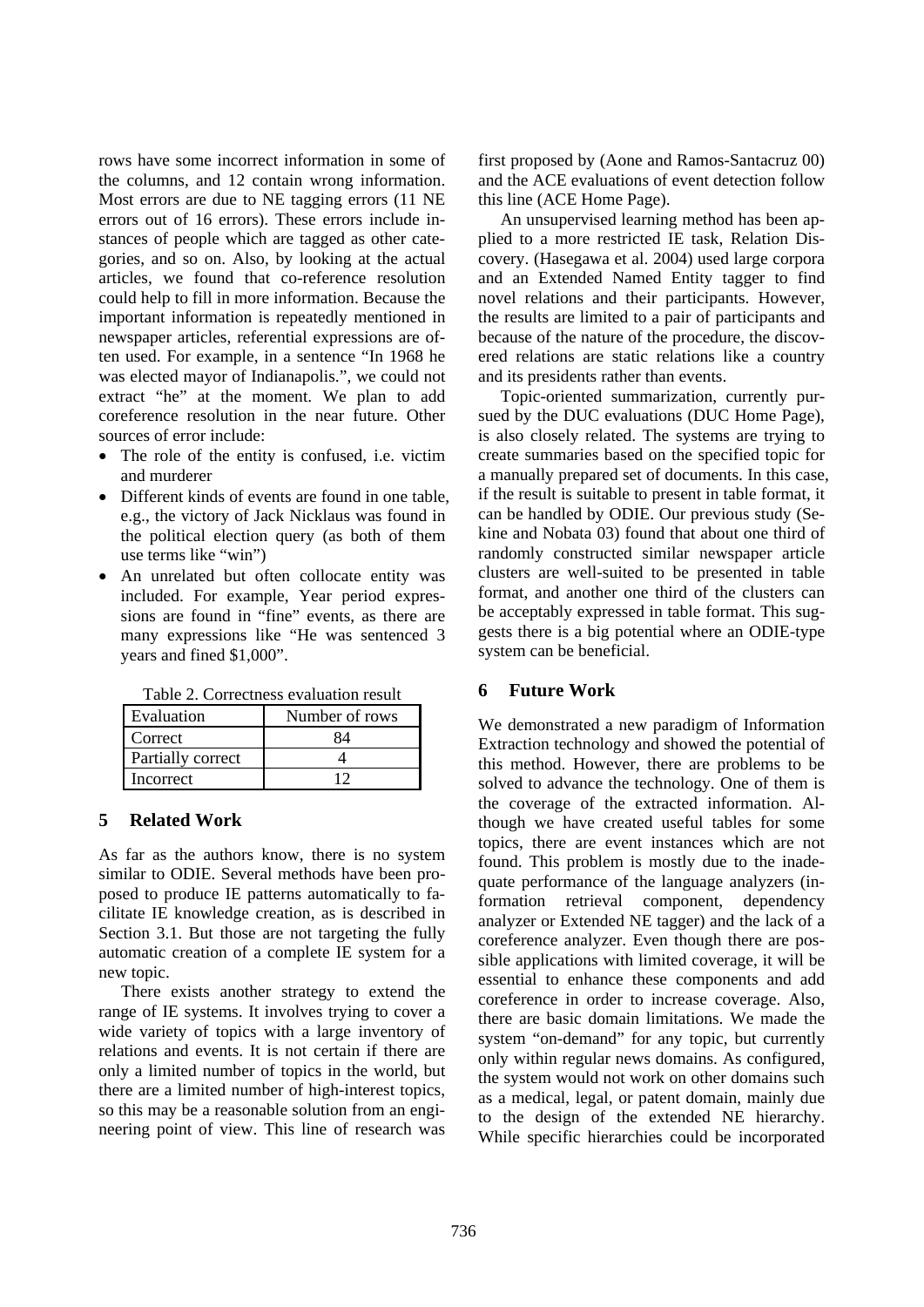rows have some incorrect information in some of the columns, and 12 contain wrong information. Most errors are due to NE tagging errors (11 NE errors out of 16 errors). These errors include instances of people which are tagged as other categories, and so on. Also, by looking at the actual articles, we found that co-reference resolution could help to fill in more information. Because the important information is repeatedly mentioned in newspaper articles, referential expressions are often used. For example, in a sentence "In 1968 he was elected mayor of Indianapolis.", we could not extract "he" at the moment. We plan to add coreference resolution in the near future. Other sources of error include:

- The role of the entity is confused, i.e. victim and murderer
- Different kinds of events are found in one table, e.g., the victory of Jack Nicklaus was found in the political election query (as both of them use terms like "win")
- An unrelated but often collocate entity was included. For example, Year period expressions are found in "fine" events, as there are many expressions like "He was sentenced 3 years and fined $1,000".

Table 2. Correctness evaluation result

| Evaluation | Number of rows |
|---|---|
| Correct | 84 |
| Partially correct | 4 |
| Incorrect | 12 |

## 5 Related Work

As far as the authors know, there is no system similar to ODIE. Several methods have been proposed to produce IE patterns automatically to facilitate IE knowledge creation, as is described in Section 3.1. But those are not targeting the fully automatic creation of a complete IE system for a new topic.

There exists another strategy to extend the range of IE systems. It involves trying to cover a wide variety of topics with a large inventory of relations and events. It is not certain if there are only a limited number of topics in the world, but there are a limited number of high-interest topics, so this may be a reasonable solution from an engineering point of view. This line of research was first proposed by (Aone and Ramos-Santacruz 00) and the ACE evaluations of event detection follow this line (ACE Home Page).

An unsupervised learning method has been applied to a more restricted IE task, Relation Discovery. (Hasegawa et al. 2004) used large corpora and an Extended Named Entity tagger to find novel relations and their participants. However, the results are limited to a pair of participants and because of the nature of the procedure, the discovered relations are static relations like a country and its presidents rather than events.

Topic-oriented summarization, currently pursued by the DUC evaluations (DUC Home Page), is also closely related. The systems are trying to create summaries based on the specified topic for a manually prepared set of documents. In this case, if the result is suitable to present in table format, it can be handled by ODIE. Our previous study (Sekine and Nobata 03) found that about one third of randomly constructed similar newspaper article clusters are well-suited to be presented in table format, and another one third of the clusters can be acceptably expressed in table format. This suggests there is a big potential where an ODIE-type system can be beneficial.

## 6 Future Work

We demonstrated a new paradigm of Information Extraction technology and showed the potential of this method. However, there are problems to be solved to advance the technology. One of them is the coverage of the extracted information. Although we have created useful tables for some topics, there are event instances which are not found. This problem is mostly due to the inadequate performance of the language analyzers (information retrieval component, dependency analyzer or Extended NE tagger) and the lack of a coreference analyzer. Even though there are possible applications with limited coverage, it will be essential to enhance these components and add coreference in order to increase coverage. Also, there are basic domain limitations. We made the system "on-demand" for any topic, but currently only within regular news domains. As configured, the system would not work on other domains such as a medical, legal, or patent domain, mainly due to the design of the extended NE hierarchy. While specific hierarchies could be incorporated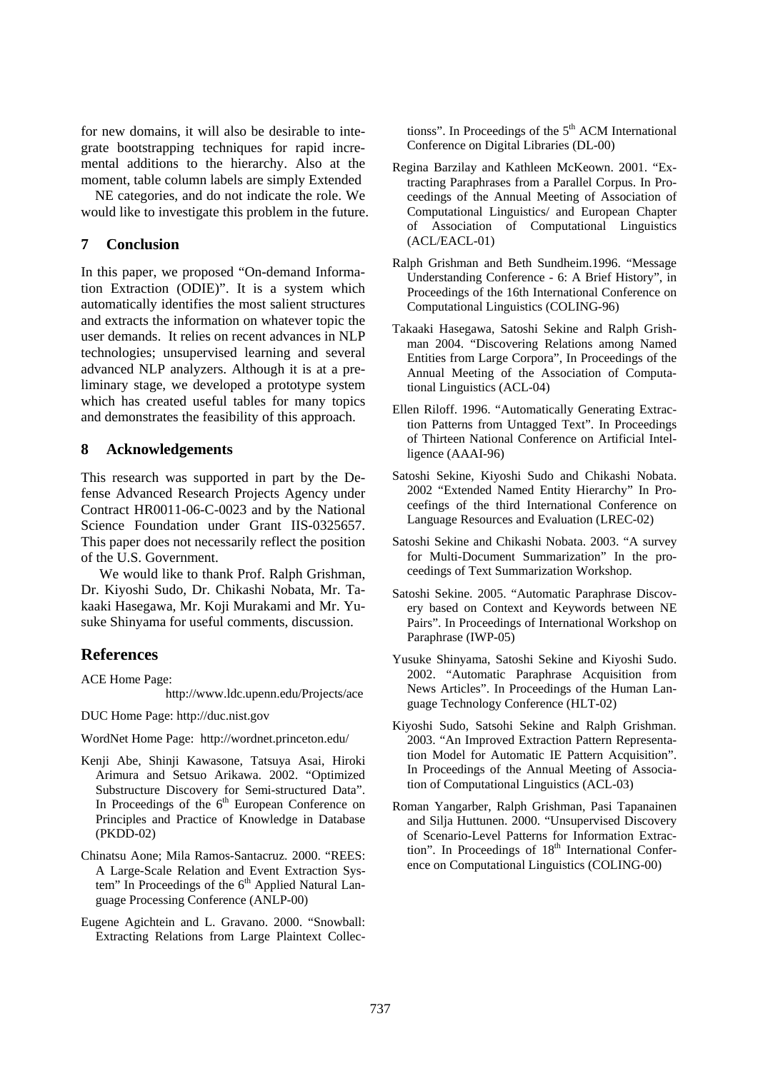for new domains, it will also be desirable to integrate bootstrapping techniques for rapid incremental additions to the hierarchy. Also at the moment, table column labels are simply Extended NE categories, and do not indicate the role. We would like to investigate this problem in the future.

## 7 Conclusion

In this paper, we proposed "On-demand Information Extraction (ODIE)". It is a system which automatically identifies the most salient structures and extracts the information on whatever topic the user demands. It relies on recent advances in NLP technologies; unsupervised learning and several advanced NLP analyzers. Although it is at a preliminary stage, we developed a prototype system which has created useful tables for many topics and demonstrates the feasibility of this approach.

## 8 Acknowledgements

This research was supported in part by the Defense Advanced Research Projects Agency under Contract HR0011-06-C-0023 and by the National Science Foundation under Grant IIS-0325657. This paper does not necessarily reflect the position of the U.S. Government.

We would like to thank Prof. Ralph Grishman, Dr. Kiyoshi Sudo, Dr. Chikashi Nobata, Mr. Takaaki Hasegawa, Mr. Koji Murakami and Mr. Yusuke Shinyama for useful comments, discussion.

## References

ACE Home Page: http://www.ldc.upenn.edu/Projects/ace

DUC Home Page: http://duc.nist.gov

WordNet Home Page: http://wordnet.princeton.edu/

Kenji Abe, Shinji Kawasone, Tatsuya Asai, Hiroki Arimura and Setsuo Arikawa. 2002. "Optimized Substructure Discovery for Semi-structured Data". In Proceedings of the 6th European Conference on Principles and Practice of Knowledge in Database (PKDD-02)

Chinatsu Aone; Mila Ramos-Santacruz. 2000. "REES: A Large-Scale Relation and Event Extraction System" In Proceedings of the 6th Applied Natural Language Processing Conference (ANLP-00)

Eugene Agichtein and L. Gravano. 2000. "Snowball: Extracting Relations from Large Plaintext Collectionss". In Proceedings of the 5th ACM International Conference on Digital Libraries (DL-00)

Regina Barzilay and Kathleen McKeown. 2001. "Extracting Paraphrases from a Parallel Corpus. In Proceedings of the Annual Meeting of Association of Computational Linguistics/ and European Chapter of Association of Computational Linguistics (ACL/EACL-01)

Ralph Grishman and Beth Sundheim.1996. "Message Understanding Conference - 6: A Brief History", in Proceedings of the 16th International Conference on Computational Linguistics (COLING-96)

Takaaki Hasegawa, Satoshi Sekine and Ralph Grishman 2004. "Discovering Relations among Named Entities from Large Corpora", In Proceedings of the Annual Meeting of the Association of Computational Linguistics (ACL-04)

Ellen Riloff. 1996. "Automatically Generating Extraction Patterns from Untagged Text". In Proceedings of Thirteen National Conference on Artificial Intelligence (AAAI-96)

Satoshi Sekine, Kiyoshi Sudo and Chikashi Nobata. 2002 "Extended Named Entity Hierarchy" In Proceefings of the third International Conference on Language Resources and Evaluation (LREC-02)

Satoshi Sekine and Chikashi Nobata. 2003. "A survey for Multi-Document Summarization" In the proceedings of Text Summarization Workshop.

Satoshi Sekine. 2005. "Automatic Paraphrase Discovery based on Context and Keywords between NE Pairs". In Proceedings of International Workshop on Paraphrase (IWP-05)

Yusuke Shinyama, Satoshi Sekine and Kiyoshi Sudo. 2002. "Automatic Paraphrase Acquisition from News Articles". In Proceedings of the Human Language Technology Conference (HLT-02)

Kiyoshi Sudo, Satsohi Sekine and Ralph Grishman. 2003. "An Improved Extraction Pattern Representation Model for Automatic IE Pattern Acquisition". In Proceedings of the Annual Meeting of Association of Computational Linguistics (ACL-03)

Roman Yangarber, Ralph Grishman, Pasi Tapanainen and Silja Huttunen. 2000. "Unsupervised Discovery of Scenario-Level Patterns for Information Extraction". In Proceedings of 18th International Conference on Computational Linguistics (COLING-00)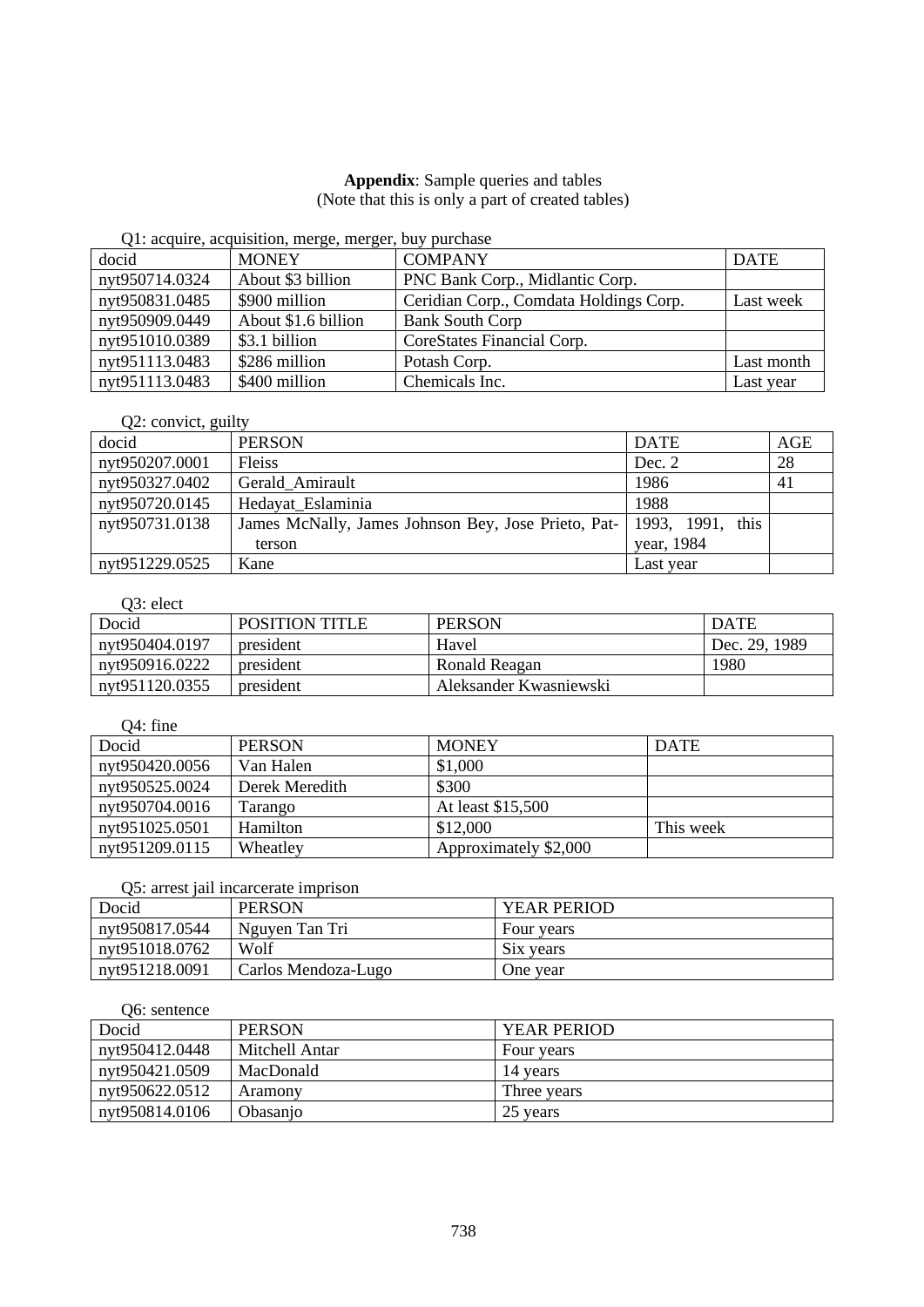**Appendix**: Sample queries and tables
(Note that this is only a part of created tables)

Q1: acquire, acquisition, merge, merger, buy purchase

| docid | MONEY | COMPANY | DATE |
|---|---|---|---|
| nyt950714.0324 | About $3 billion | PNC Bank Corp., Midlantic Corp. | |
| nyt950831.0485 | $900 million | Ceridian Corp., Comdata Holdings Corp. | Last week |
| nyt950909.0449 | About $1.6 billion | Bank South Corp | |
| nyt951010.0389 | $3.1 billion | CoreStates Financial Corp. | |
| nyt951113.0483 | $286 million | Potash Corp. | Last month |
| nyt951113.0483 | $400 million | Chemicals Inc. | Last year |

Q2: convict, guilty

| docid | PERSON | DATE | AGE |
|---|---|---|---|
| nyt950207.0001 | Fleiss | Dec. 2 | 28 |
| nyt950327.0402 | Gerald_Amirault | 1986 | 41 |
| nyt950720.0145 | Hedayat_Eslaminia | 1988 | |
| nyt950731.0138 | James McNally, James Johnson Bey, Jose Prieto, Patterson | 1993, 1991, this year, 1984 | |
| nyt951229.0525 | Kane | Last year | |

Q3: elect

| Docid | POSITION TITLE | PERSON | DATE |
|---|---|---|---|
| nyt950404.0197 | president | Havel | Dec. 29, 1989 |
| nyt950916.0222 | president | Ronald Reagan | 1980 |
| nyt951120.0355 | president | Aleksander Kwasniewski | |

Q4: fine

| Docid | PERSON | MONEY | DATE |
|---|---|---|---|
| nyt950420.0056 | Van Halen | $1,000 | |
| nyt950525.0024 | Derek Meredith | $300 | |
| nyt950704.0016 | Tarango | At least $15,500 | |
| nyt951025.0501 | Hamilton | $12,000 | This week |
| nyt951209.0115 | Wheatley | Approximately $2,000 | |

Q5: arrest jail incarcerate imprison

| Docid | PERSON | YEAR PERIOD |
|---|---|---|
| nyt950817.0544 | Nguyen Tan Tri | Four years |
| nyt951018.0762 | Wolf | Six years |
| nyt951218.0091 | Carlos Mendoza-Lugo | One year |

Q6: sentence

| Docid | PERSON | YEAR PERIOD |
|---|---|---|
| nyt950412.0448 | Mitchell Antar | Four years |
| nyt950421.0509 | MacDonald | 14 years |
| nyt950622.0512 | Aramony | Three years |
| nyt950814.0106 | Obasanjo | 25 years |